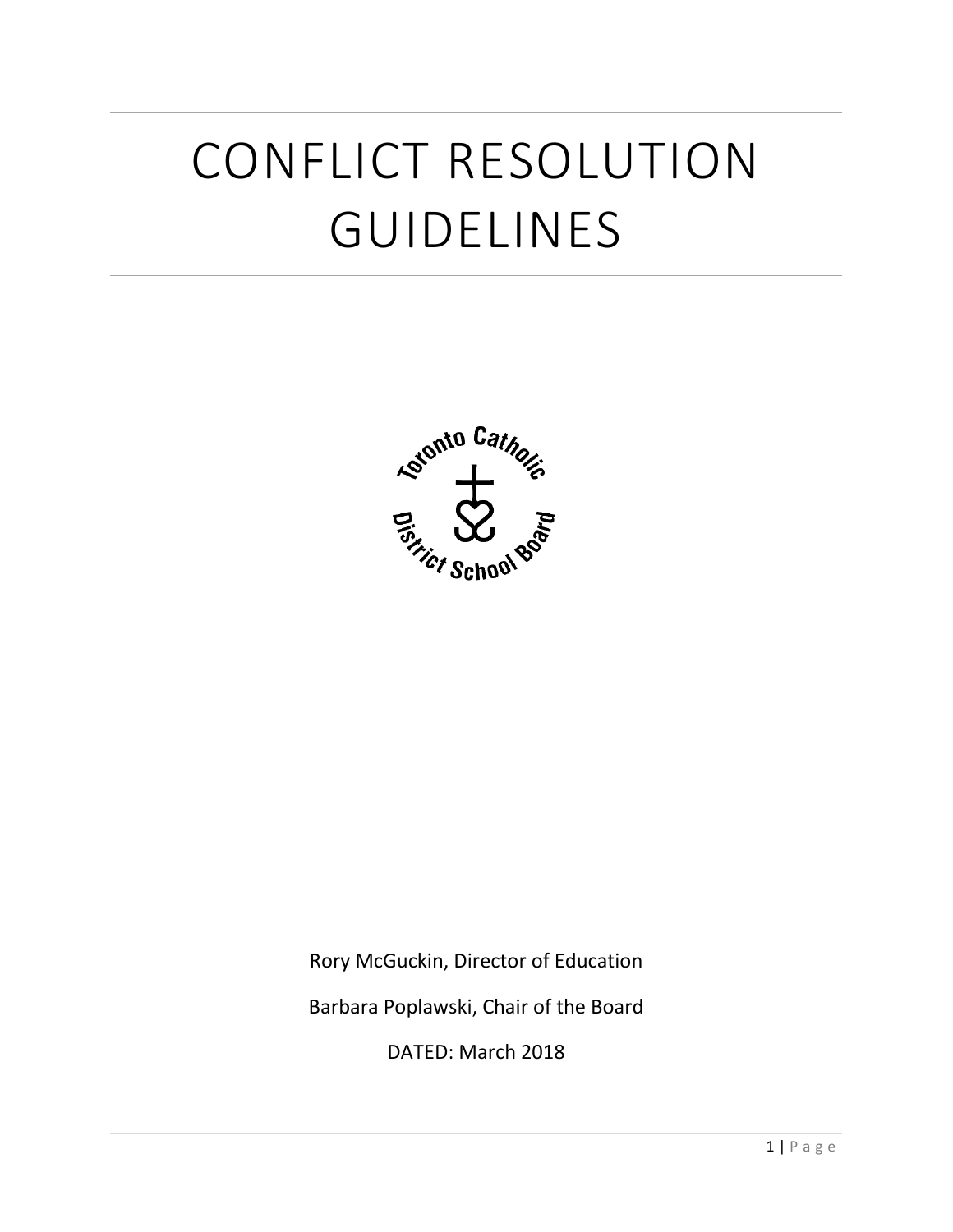# CONFLICT RESOLUTION GUIDELINES

Rory McGuckin, Director of Education

Barbara Poplawski, Chair of the Board

DATED: March 2018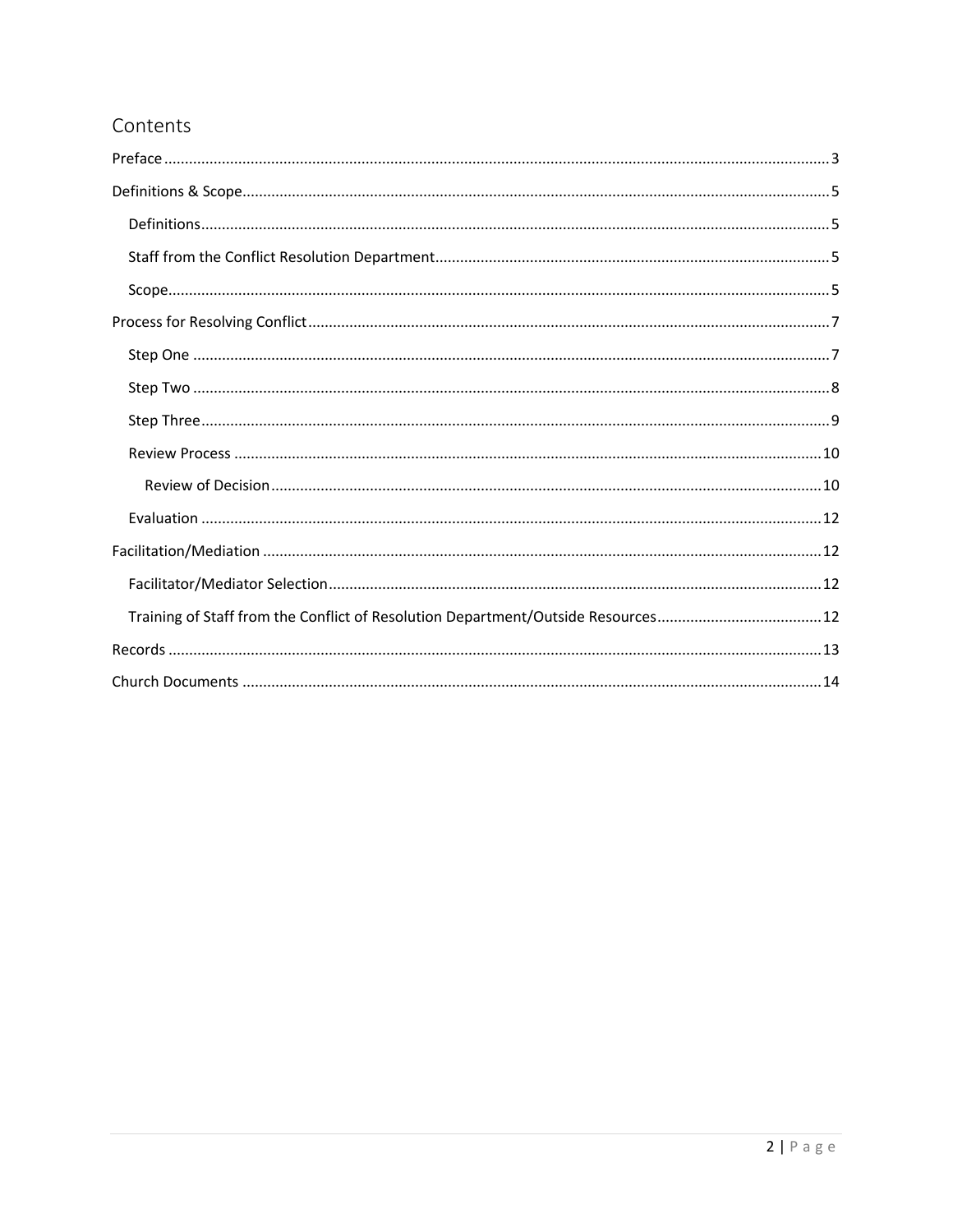# Contents

Preface ........................................................................................................ 3

Definitions & Scope ........................................................................................ 5

- Definitions ................................................................................................ 5
- Staff from the Conflict Resolution Department ............................................ 5
- Scope ........................................................................................................ 5

Process for Resolving Conflict ......................................................................... 7

- Step One .................................................................................................... 7
- Step Two .................................................................................................... 8
- Step Three .................................................................................................. 9
- Review Process ......................................................................................... 10
  - Review of Decision ............................................................................... 10
- Evaluation ................................................................................................ 12

Facilitation/Mediation ................................................................................... 12

- Facilitator/Mediator Selection .................................................................... 12
- Training of Staff from the Conflict of Resolution Department/Outside Resources ........ 12

Records ........................................................................................................ 13

Church Documents ........................................................................................ 14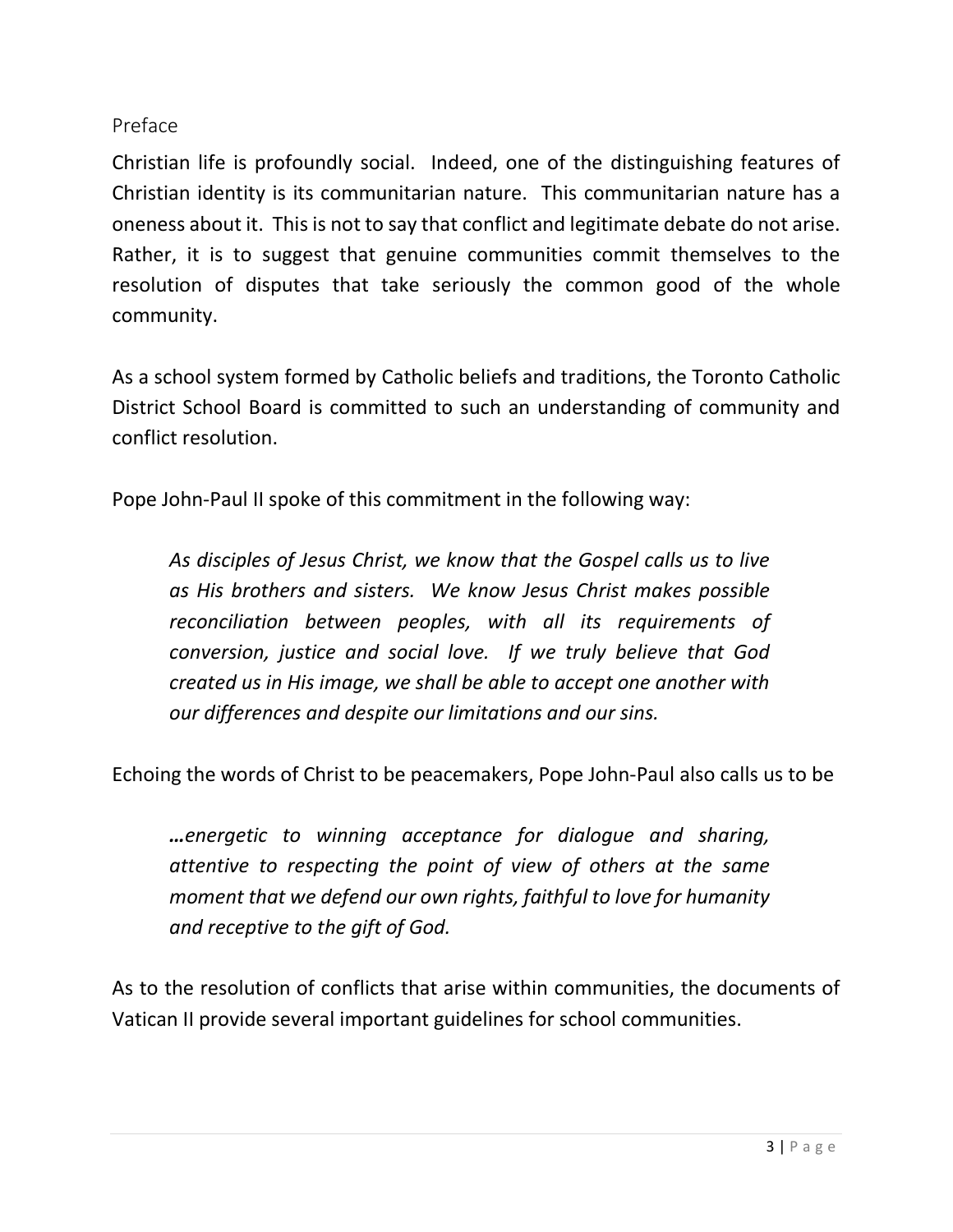## Preface

Christian life is profoundly social. Indeed, one of the distinguishing features of Christian identity is its communitarian nature. This communitarian nature has a oneness about it. This is not to say that conflict and legitimate debate do not arise. Rather, it is to suggest that genuine communities commit themselves to the resolution of disputes that take seriously the common good of the whole community.

As a school system formed by Catholic beliefs and traditions, the Toronto Catholic District School Board is committed to such an understanding of community and conflict resolution.

Pope John-Paul II spoke of this commitment in the following way:

> *As disciples of Jesus Christ, we know that the Gospel calls us to live as His brothers and sisters. We know Jesus Christ makes possible reconciliation between peoples, with all its requirements of conversion, justice and social love. If we truly believe that God created us in His image, we shall be able to accept one another with our differences and despite our limitations and our sins.*

Echoing the words of Christ to be peacemakers, Pope John-Paul also calls us to be

> ***…**energetic to winning acceptance for dialogue and sharing, attentive to respecting the point of view of others at the same moment that we defend our own rights, faithful to love for humanity and receptive to the gift of God.*

As to the resolution of conflicts that arise within communities, the documents of Vatican II provide several important guidelines for school communities.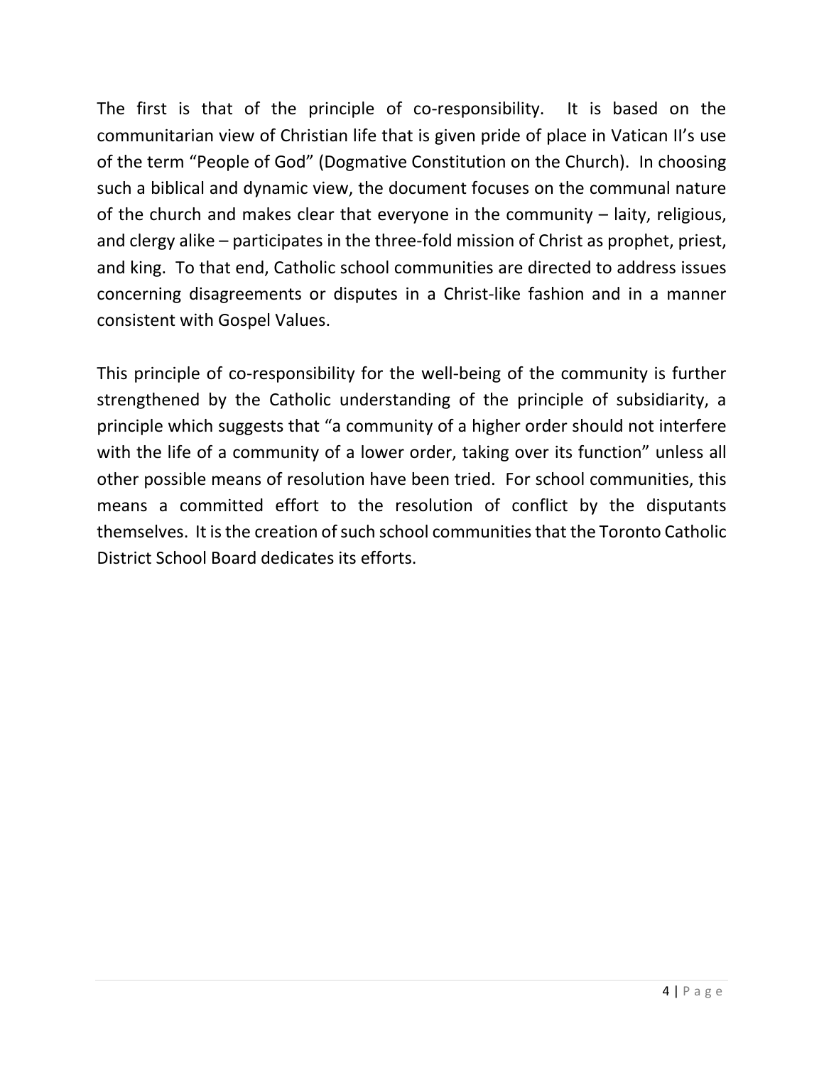The first is that of the principle of co-responsibility. It is based on the communitarian view of Christian life that is given pride of place in Vatican II's use of the term "People of God" (Dogmative Constitution on the Church). In choosing such a biblical and dynamic view, the document focuses on the communal nature of the church and makes clear that everyone in the community – laity, religious, and clergy alike – participates in the three-fold mission of Christ as prophet, priest, and king. To that end, Catholic school communities are directed to address issues concerning disagreements or disputes in a Christ-like fashion and in a manner consistent with Gospel Values.

This principle of co-responsibility for the well-being of the community is further strengthened by the Catholic understanding of the principle of subsidiarity, a principle which suggests that "a community of a higher order should not interfere with the life of a community of a lower order, taking over its function" unless all other possible means of resolution have been tried. For school communities, this means a committed effort to the resolution of conflict by the disputants themselves. It is the creation of such school communities that the Toronto Catholic District School Board dedicates its efforts.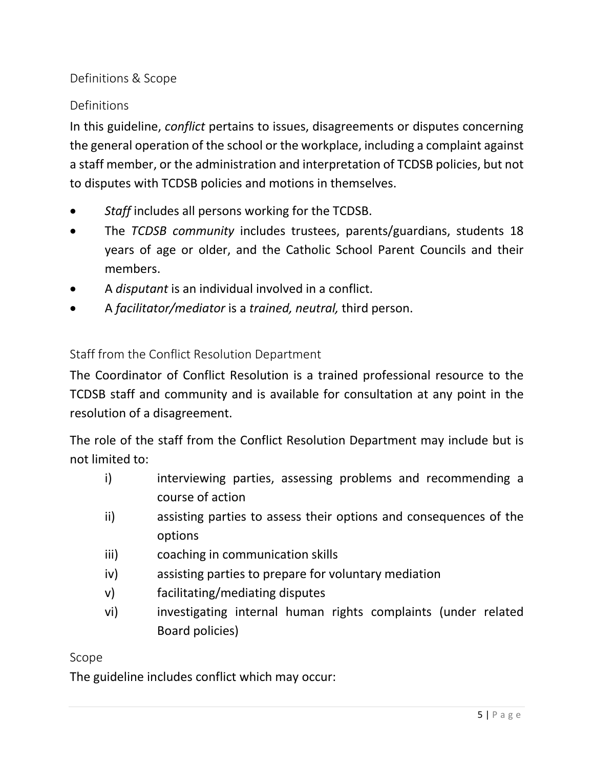## Definitions & Scope

### Definitions

In this guideline, *conflict* pertains to issues, disagreements or disputes concerning the general operation of the school or the workplace, including a complaint against a staff member, or the administration and interpretation of TCDSB policies, but not to disputes with TCDSB policies and motions in themselves.

- *Staff* includes all persons working for the TCDSB.
- The *TCDSB community* includes trustees, parents/guardians, students 18 years of age or older, and the Catholic School Parent Councils and their members.
- A *disputant* is an individual involved in a conflict.
- A *facilitator/mediator* is a *trained, neutral,* third person.

### Staff from the Conflict Resolution Department

The Coordinator of Conflict Resolution is a trained professional resource to the TCDSB staff and community and is available for consultation at any point in the resolution of a disagreement.

The role of the staff from the Conflict Resolution Department may include but is not limited to:

i) interviewing parties, assessing problems and recommending a course of action
ii) assisting parties to assess their options and consequences of the options
iii) coaching in communication skills
iv) assisting parties to prepare for voluntary mediation
v) facilitating/mediating disputes
vi) investigating internal human rights complaints (under related Board policies)

### Scope

The guideline includes conflict which may occur: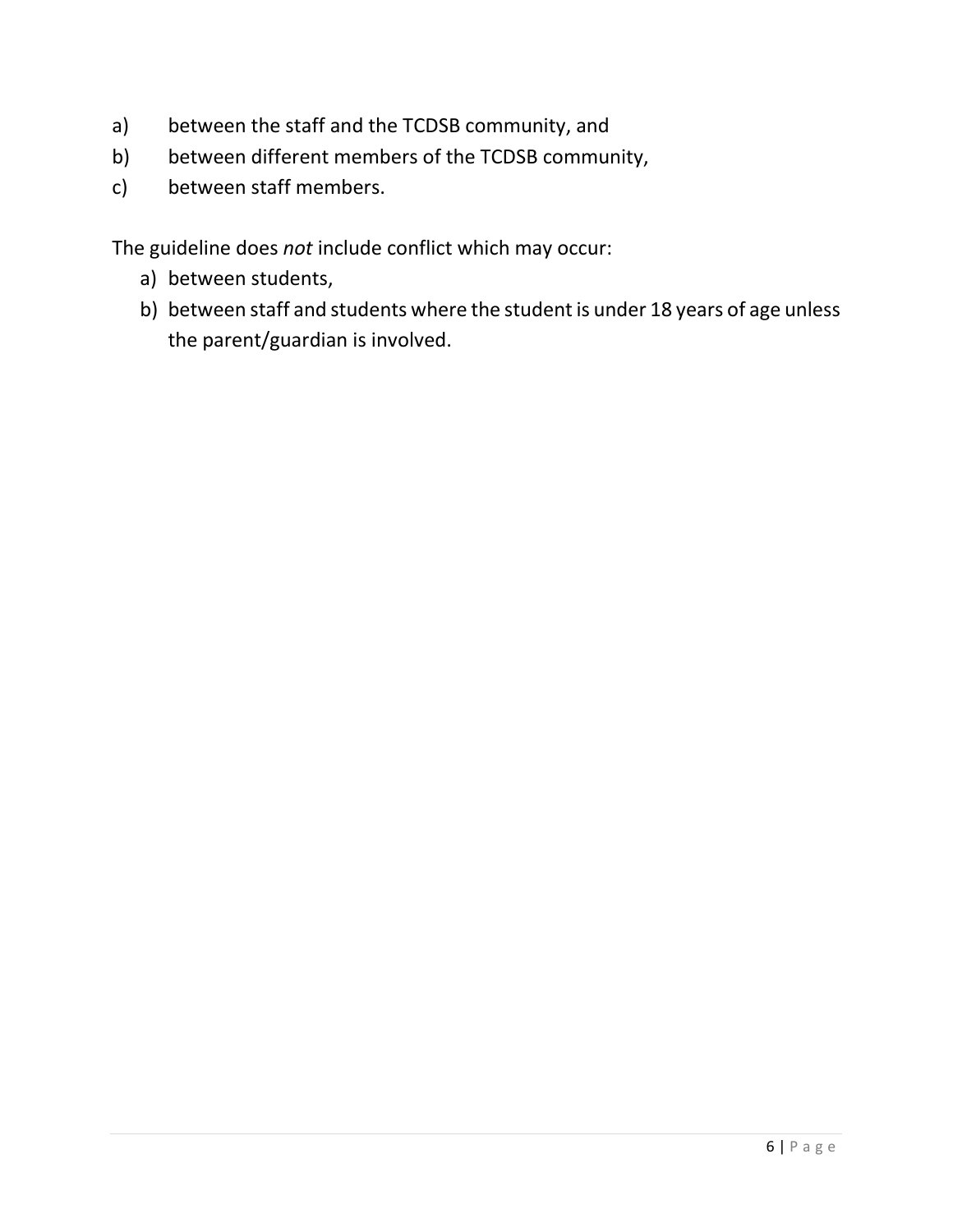a) between the staff and the TCDSB community, and
b) between different members of the TCDSB community,
c) between staff members.

The guideline does *not* include conflict which may occur:

a) between students,
b) between staff and students where the student is under 18 years of age unless the parent/guardian is involved.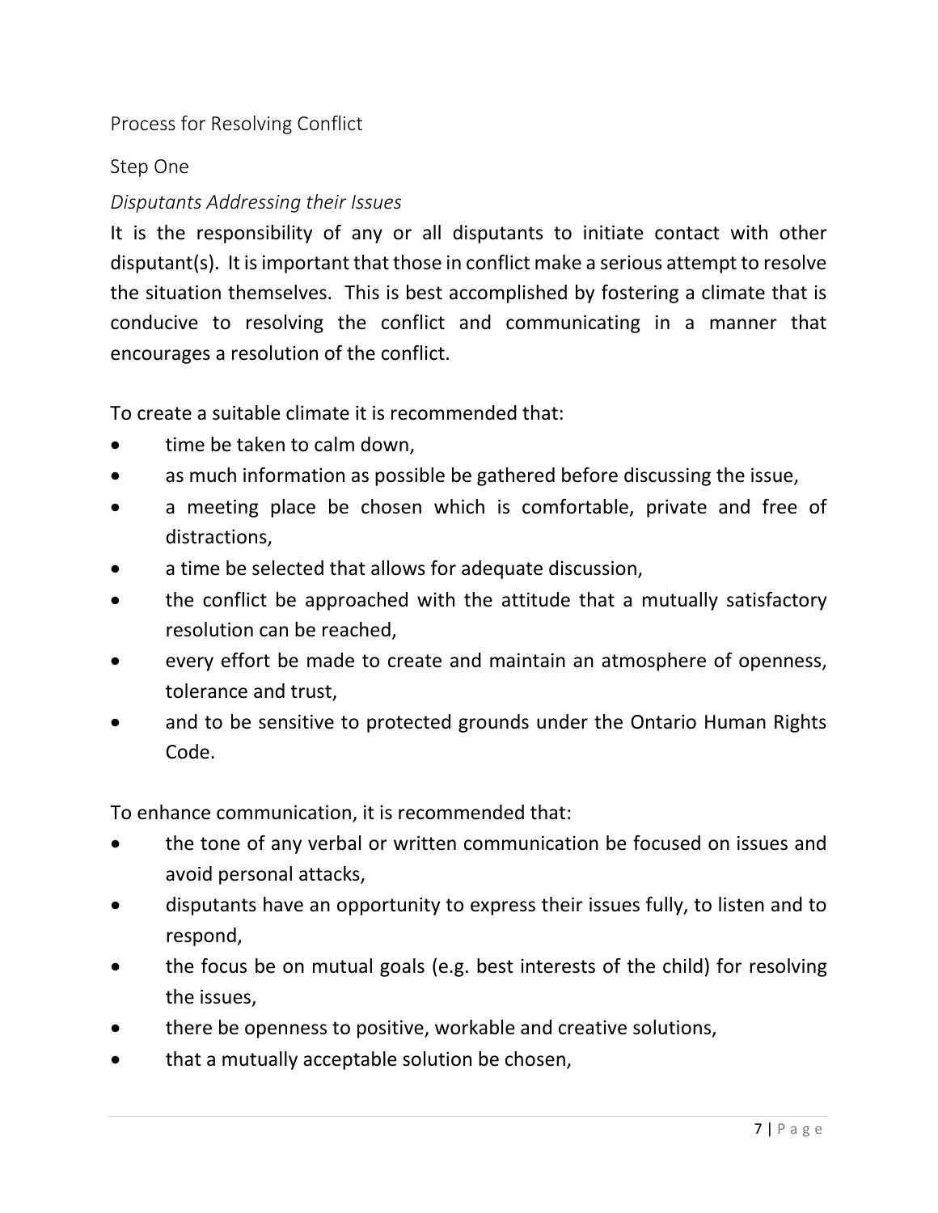## Process for Resolving Conflict

### Step One

*Disputants Addressing their Issues*

It is the responsibility of any or all disputants to initiate contact with other disputant(s). It is important that those in conflict make a serious attempt to resolve the situation themselves. This is best accomplished by fostering a climate that is conducive to resolving the conflict and communicating in a manner that encourages a resolution of the conflict.

To create a suitable climate it is recommended that:

- time be taken to calm down,
- as much information as possible be gathered before discussing the issue,
- a meeting place be chosen which is comfortable, private and free of distractions,
- a time be selected that allows for adequate discussion,
- the conflict be approached with the attitude that a mutually satisfactory resolution can be reached,
- every effort be made to create and maintain an atmosphere of openness, tolerance and trust,
- and to be sensitive to protected grounds under the Ontario Human Rights Code.

To enhance communication, it is recommended that:

- the tone of any verbal or written communication be focused on issues and avoid personal attacks,
- disputants have an opportunity to express their issues fully, to listen and to respond,
- the focus be on mutual goals (e.g. best interests of the child) for resolving the issues,
- there be openness to positive, workable and creative solutions,
- that a mutually acceptable solution be chosen,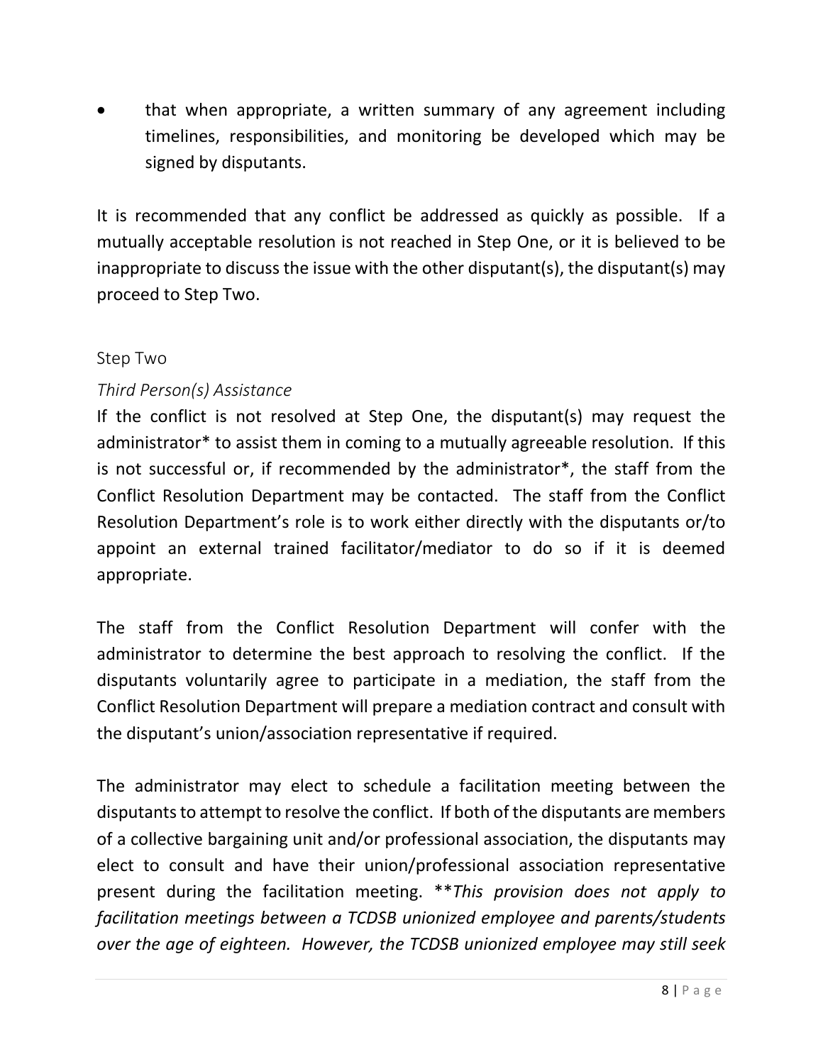- that when appropriate, a written summary of any agreement including timelines, responsibilities, and monitoring be developed which may be signed by disputants.

It is recommended that any conflict be addressed as quickly as possible. If a mutually acceptable resolution is not reached in Step One, or it is believed to be inappropriate to discuss the issue with the other disputant(s), the disputant(s) may proceed to Step Two.

### Step Two

#### *Third Person(s) Assistance*

If the conflict is not resolved at Step One, the disputant(s) may request the administrator* to assist them in coming to a mutually agreeable resolution. If this is not successful or, if recommended by the administrator*, the staff from the Conflict Resolution Department may be contacted. The staff from the Conflict Resolution Department's role is to work either directly with the disputants or/to appoint an external trained facilitator/mediator to do so if it is deemed appropriate.

The staff from the Conflict Resolution Department will confer with the administrator to determine the best approach to resolving the conflict. If the disputants voluntarily agree to participate in a mediation, the staff from the Conflict Resolution Department will prepare a mediation contract and consult with the disputant's union/association representative if required.

The administrator may elect to schedule a facilitation meeting between the disputants to attempt to resolve the conflict. If both of the disputants are members of a collective bargaining unit and/or professional association, the disputants may elect to consult and have their union/professional association representative present during the facilitation meeting. ***This provision does not apply to facilitation meetings between a TCDSB unionized employee and parents/students over the age of eighteen. However, the TCDSB unionized employee may still seek*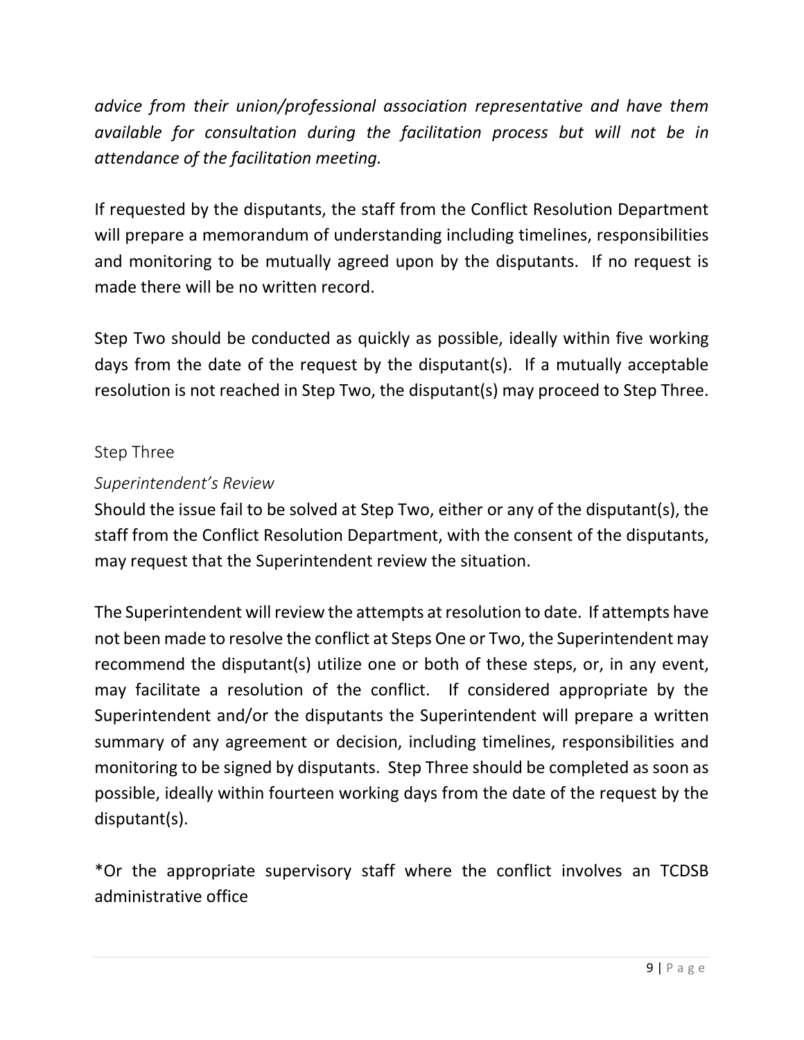*advice from their union/professional association representative and have them available for consultation during the facilitation process but will not be in attendance of the facilitation meeting.*

If requested by the disputants, the staff from the Conflict Resolution Department will prepare a memorandum of understanding including timelines, responsibilities and monitoring to be mutually agreed upon by the disputants. If no request is made there will be no written record.

Step Two should be conducted as quickly as possible, ideally within five working days from the date of the request by the disputant(s). If a mutually acceptable resolution is not reached in Step Two, the disputant(s) may proceed to Step Three.

### Step Three

#### *Superintendent's Review*

Should the issue fail to be solved at Step Two, either or any of the disputant(s), the staff from the Conflict Resolution Department, with the consent of the disputants, may request that the Superintendent review the situation.

The Superintendent will review the attempts at resolution to date. If attempts have not been made to resolve the conflict at Steps One or Two, the Superintendent may recommend the disputant(s) utilize one or both of these steps, or, in any event, may facilitate a resolution of the conflict. If considered appropriate by the Superintendent and/or the disputants the Superintendent will prepare a written summary of any agreement or decision, including timelines, responsibilities and monitoring to be signed by disputants. Step Three should be completed as soon as possible, ideally within fourteen working days from the date of the request by the disputant(s).

*Or the appropriate supervisory staff where the conflict involves an TCDSB administrative office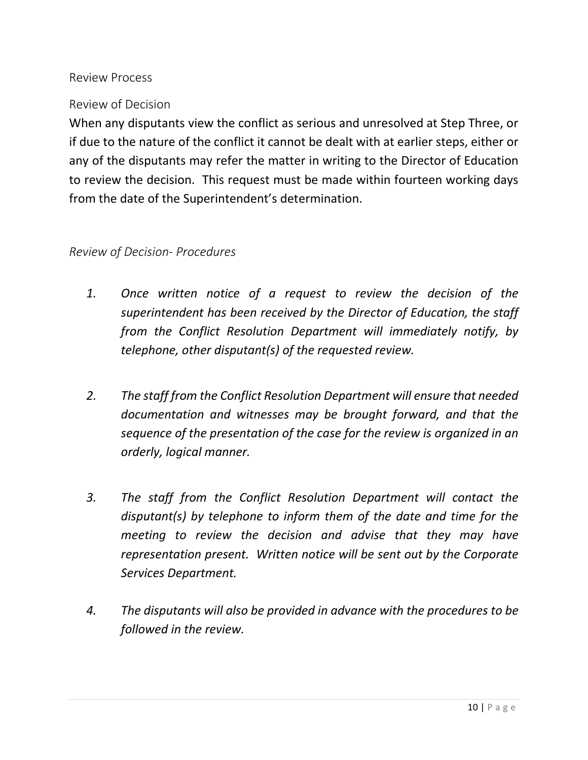## Review Process

### Review of Decision

When any disputants view the conflict as serious and unresolved at Step Three, or if due to the nature of the conflict it cannot be dealt with at earlier steps, either or any of the disputants may refer the matter in writing to the Director of Education to review the decision. This request must be made within fourteen working days from the date of the Superintendent's determination.

*Review of Decision- Procedures*

1. *Once written notice of a request to review the decision of the superintendent has been received by the Director of Education, the staff from the Conflict Resolution Department will immediately notify, by telephone, other disputant(s) of the requested review.*

2. *The staff from the Conflict Resolution Department will ensure that needed documentation and witnesses may be brought forward, and that the sequence of the presentation of the case for the review is organized in an orderly, logical manner.*

3. *The staff from the Conflict Resolution Department will contact the disputant(s) by telephone to inform them of the date and time for the meeting to review the decision and advise that they may have representation present. Written notice will be sent out by the Corporate Services Department.*

4. *The disputants will also be provided in advance with the procedures to be followed in the review.*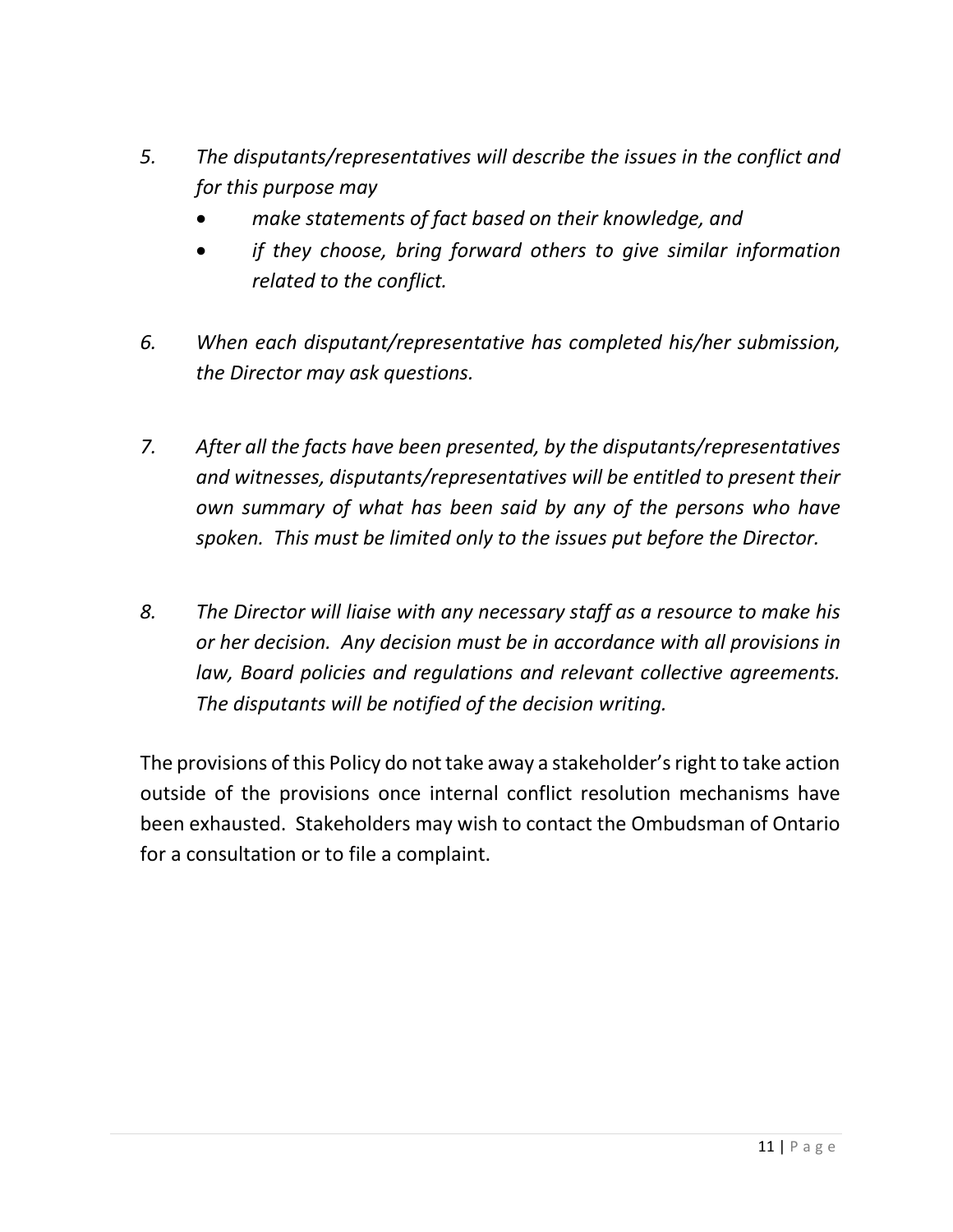5. *The disputants/representatives will describe the issues in the conflict and for this purpose may*
   - *make statements of fact based on their knowledge, and*
   - *if they choose, bring forward others to give similar information related to the conflict.*

6. *When each disputant/representative has completed his/her submission, the Director may ask questions.*

7. *After all the facts have been presented, by the disputants/representatives and witnesses, disputants/representatives will be entitled to present their own summary of what has been said by any of the persons who have spoken. This must be limited only to the issues put before the Director.*

8. *The Director will liaise with any necessary staff as a resource to make his or her decision. Any decision must be in accordance with all provisions in law, Board policies and regulations and relevant collective agreements. The disputants will be notified of the decision writing.*

The provisions of this Policy do not take away a stakeholder's right to take action outside of the provisions once internal conflict resolution mechanisms have been exhausted. Stakeholders may wish to contact the Ombudsman of Ontario for a consultation or to file a complaint.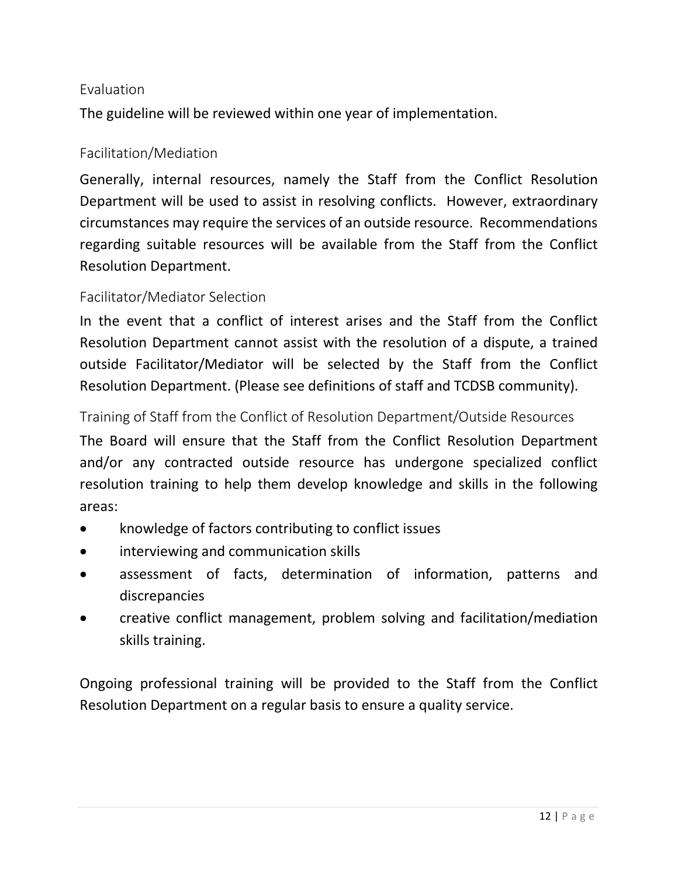## Evaluation

The guideline will be reviewed within one year of implementation.

## Facilitation/Mediation

Generally, internal resources, namely the Staff from the Conflict Resolution Department will be used to assist in resolving conflicts. However, extraordinary circumstances may require the services of an outside resource. Recommendations regarding suitable resources will be available from the Staff from the Conflict Resolution Department.

## Facilitator/Mediator Selection

In the event that a conflict of interest arises and the Staff from the Conflict Resolution Department cannot assist with the resolution of a dispute, a trained outside Facilitator/Mediator will be selected by the Staff from the Conflict Resolution Department. (Please see definitions of staff and TCDSB community).

## Training of Staff from the Conflict of Resolution Department/Outside Resources

The Board will ensure that the Staff from the Conflict Resolution Department and/or any contracted outside resource has undergone specialized conflict resolution training to help them develop knowledge and skills in the following areas:

- knowledge of factors contributing to conflict issues
- interviewing and communication skills
- assessment of facts, determination of information, patterns and discrepancies
- creative conflict management, problem solving and facilitation/mediation skills training.

Ongoing professional training will be provided to the Staff from the Conflict Resolution Department on a regular basis to ensure a quality service.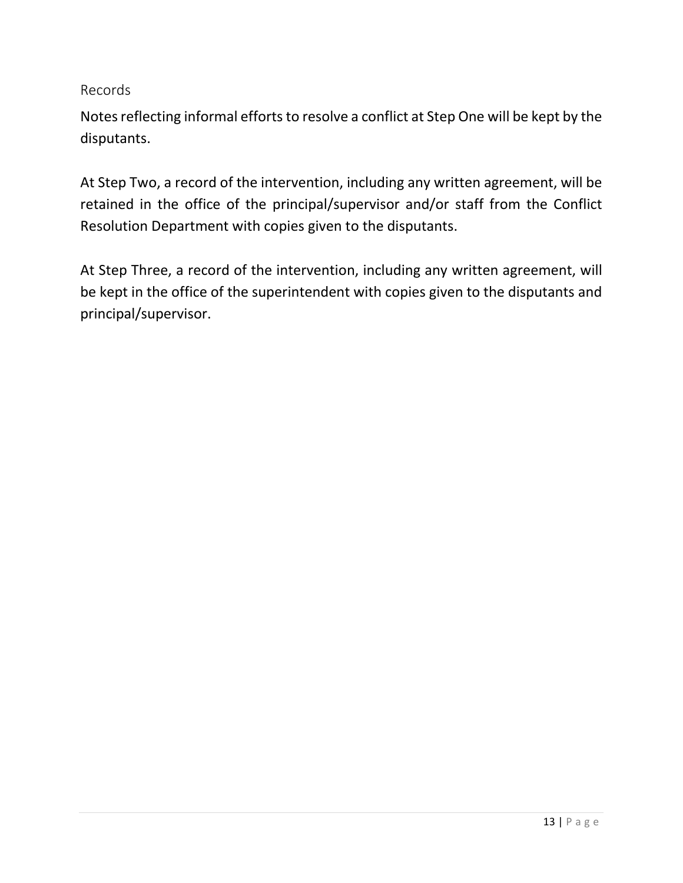## Records

Notes reflecting informal efforts to resolve a conflict at Step One will be kept by the disputants.

At Step Two, a record of the intervention, including any written agreement, will be retained in the office of the principal/supervisor and/or staff from the Conflict Resolution Department with copies given to the disputants.

At Step Three, a record of the intervention, including any written agreement, will be kept in the office of the superintendent with copies given to the disputants and principal/supervisor.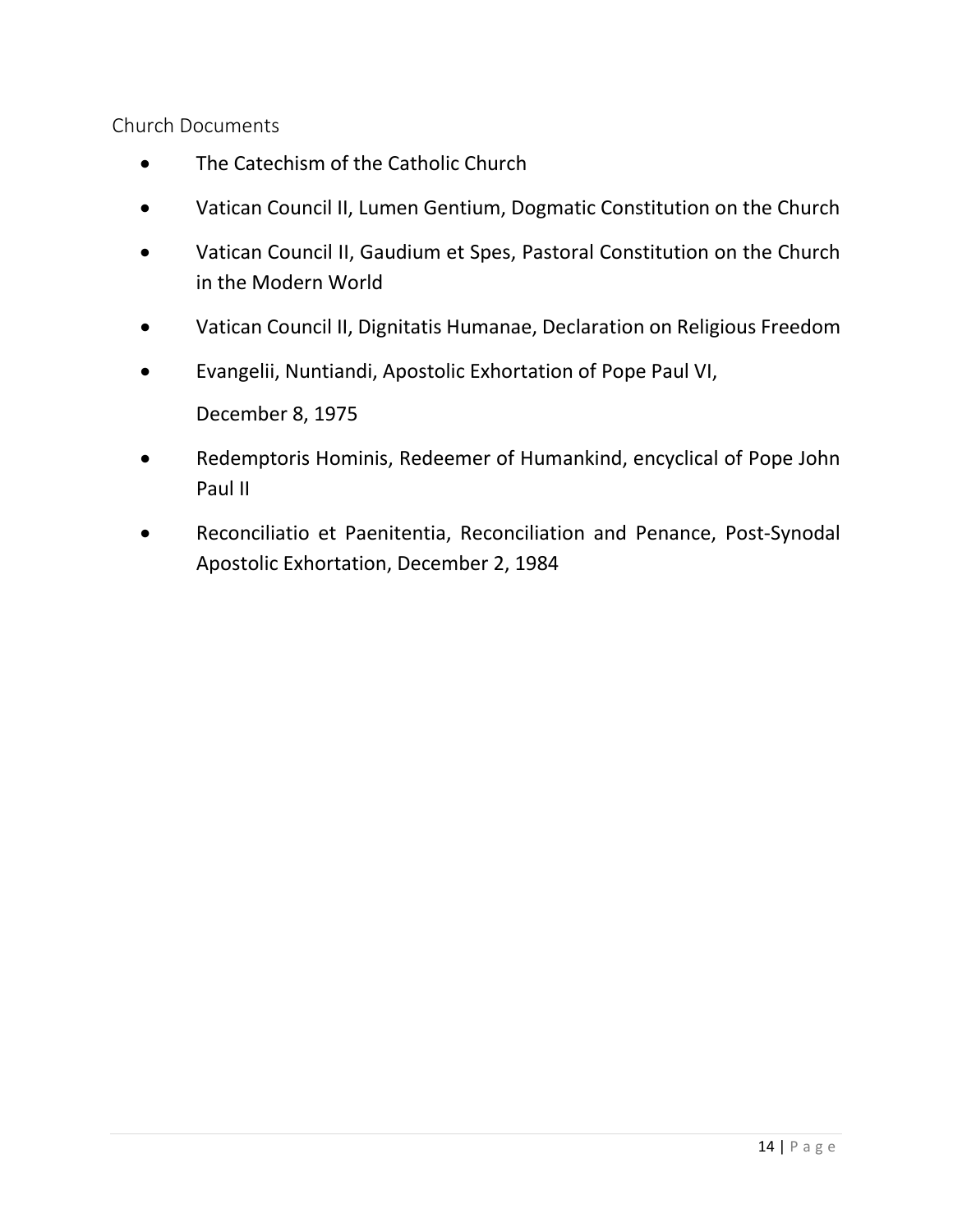## Church Documents

- The Catechism of the Catholic Church
- Vatican Council II, Lumen Gentium, Dogmatic Constitution on the Church
- Vatican Council II, Gaudium et Spes, Pastoral Constitution on the Church in the Modern World
- Vatican Council II, Dignitatis Humanae, Declaration on Religious Freedom
- Evangelii, Nuntiandi, Apostolic Exhortation of Pope Paul VI,

  December 8, 1975
- Redemptoris Hominis, Redeemer of Humankind, encyclical of Pope John Paul II
- Reconciliatio et Paenitentia, Reconciliation and Penance, Post-Synodal Apostolic Exhortation, December 2, 1984